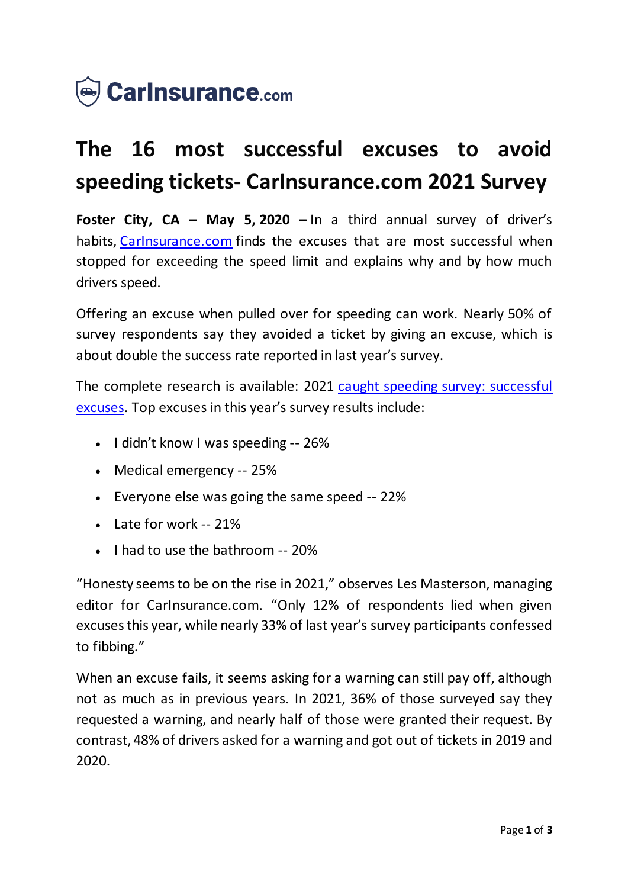CarInsurance.com

# The 16 most successful excuses to avoid speeding tickets- CarInsurance.com 2021 Survey

**Foster City, CA – May 5, 2020 –** In a third annual survey of driver's habits, [CarInsurance.com]() finds the excuses that are most successful when stopped for exceeding the speed limit and explains why and by how much drivers speed.

Offering an excuse when pulled over for speeding can work. Nearly 50% of survey respondents say they avoided a ticket by giving an excuse, which is about double the success rate reported in last year's survey.

The complete research is available: 2021 [caught speeding survey: successful excuses](). Top excuses in this year's survey results include:

- I didn't know I was speeding -- 26%
- Medical emergency -- 25%
- Everyone else was going the same speed -- 22%
- Late for work -- 21%
- I had to use the bathroom -- 20%

"Honesty seems to be on the rise in 2021," observes Les Masterson, managing editor for CarInsurance.com. "Only 12% of respondents lied when given excuses this year, while nearly 33% of last year's survey participants confessed to fibbing."

When an excuse fails, it seems asking for a warning can still pay off, although not as much as in previous years. In 2021, 36% of those surveyed say they requested a warning, and nearly half of those were granted their request. By contrast, 48% of drivers asked for a warning and got out of tickets in 2019 and 2020.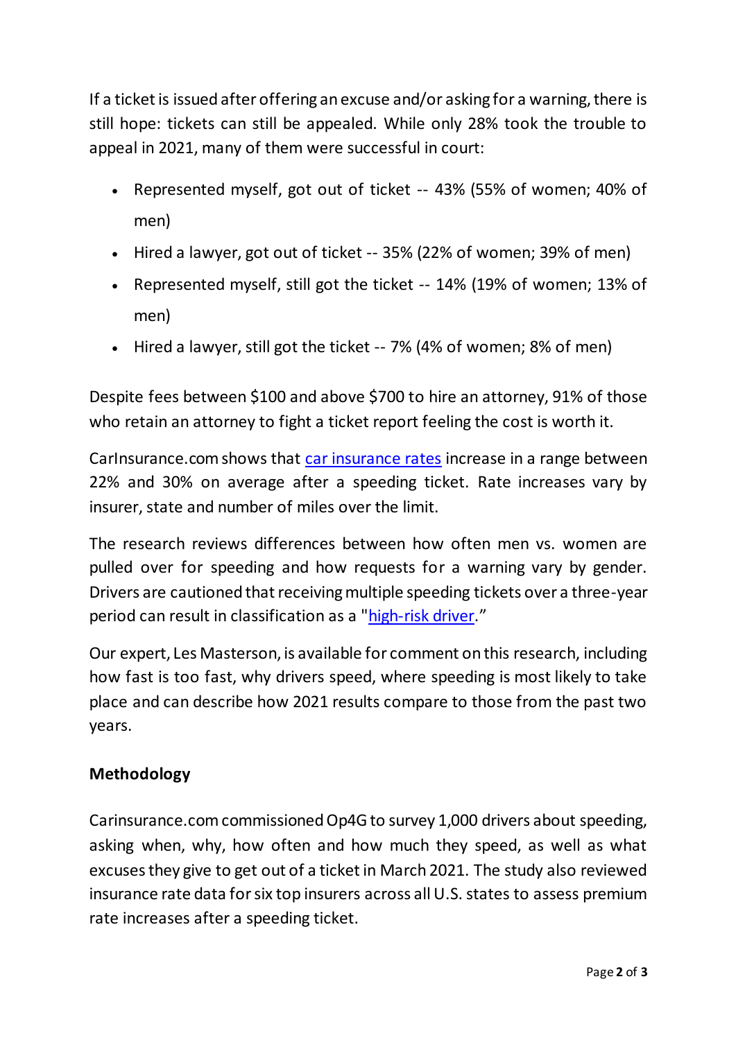If a ticket is issued after offering an excuse and/or asking for a warning, there is still hope: tickets can still be appealed. While only 28% took the trouble to appeal in 2021, many of them were successful in court:

- Represented myself, got out of ticket -- 43% (55% of women; 40% of men)
- Hired a lawyer, got out of ticket -- 35% (22% of women; 39% of men)
- Represented myself, still got the ticket -- 14% (19% of women; 13% of men)
- Hired a lawyer, still got the ticket -- 7% (4% of women; 8% of men)

Despite fees between $100 and above $700 to hire an attorney, 91% of those who retain an attorney to fight a ticket report feeling the cost is worth it.

CarInsurance.com shows that [car insurance rates]() increase in a range between 22% and 30% on average after a speeding ticket. Rate increases vary by insurer, state and number of miles over the limit.

The research reviews differences between how often men vs. women are pulled over for speeding and how requests for a warning vary by gender. Drivers are cautioned that receiving multiple speeding tickets over a three-year period can result in classification as a "[high-risk driver]()."

Our expert, Les Masterson, is available for comment on this research, including how fast is too fast, why drivers speed, where speeding is most likely to take place and can describe how 2021 results compare to those from the past two years.

**Methodology**

Carinsurance.com commissioned Op4G to survey 1,000 drivers about speeding, asking when, why, how often and how much they speed, as well as what excuses they give to get out of a ticket in March 2021. The study also reviewed insurance rate data for six top insurers across all U.S. states to assess premium rate increases after a speeding ticket.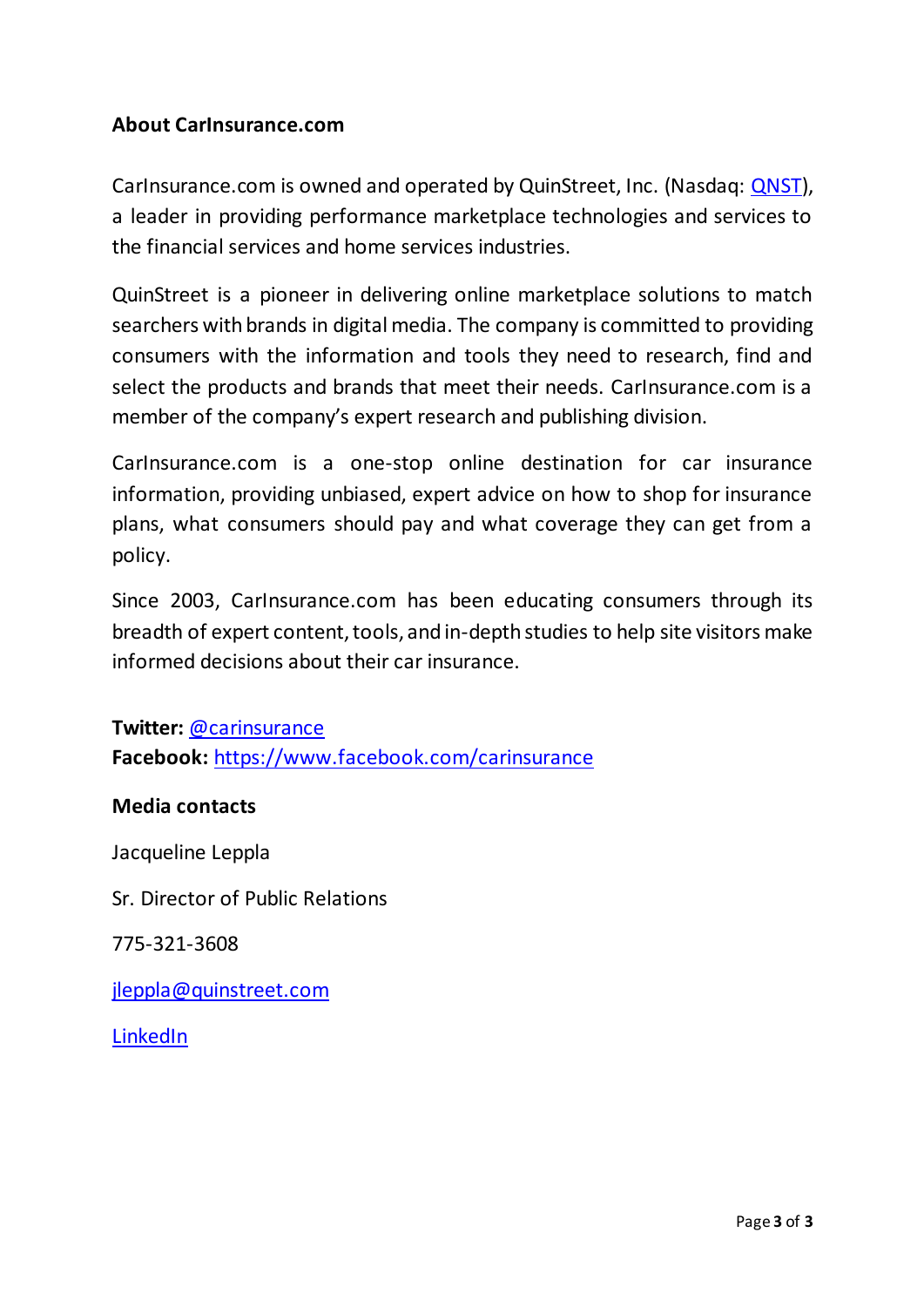**About CarInsurance.com**

CarInsurance.com is owned and operated by QuinStreet, Inc. (Nasdaq: QNST), a leader in providing performance marketplace technologies and services to the financial services and home services industries.

QuinStreet is a pioneer in delivering online marketplace solutions to match searchers with brands in digital media. The company is committed to providing consumers with the information and tools they need to research, find and select the products and brands that meet their needs. CarInsurance.com is a member of the company's expert research and publishing division.

CarInsurance.com is a one-stop online destination for car insurance information, providing unbiased, expert advice on how to shop for insurance plans, what consumers should pay and what coverage they can get from a policy.

Since 2003, CarInsurance.com has been educating consumers through its breadth of expert content, tools, and in-depth studies to help site visitors make informed decisions about their car insurance.

**Twitter:** @carinsurance
**Facebook:** https://www.facebook.com/carinsurance

**Media contacts**

Jacqueline Leppla

Sr. Director of Public Relations

775-321-3608

jleppla@quinstreet.com

LinkedIn